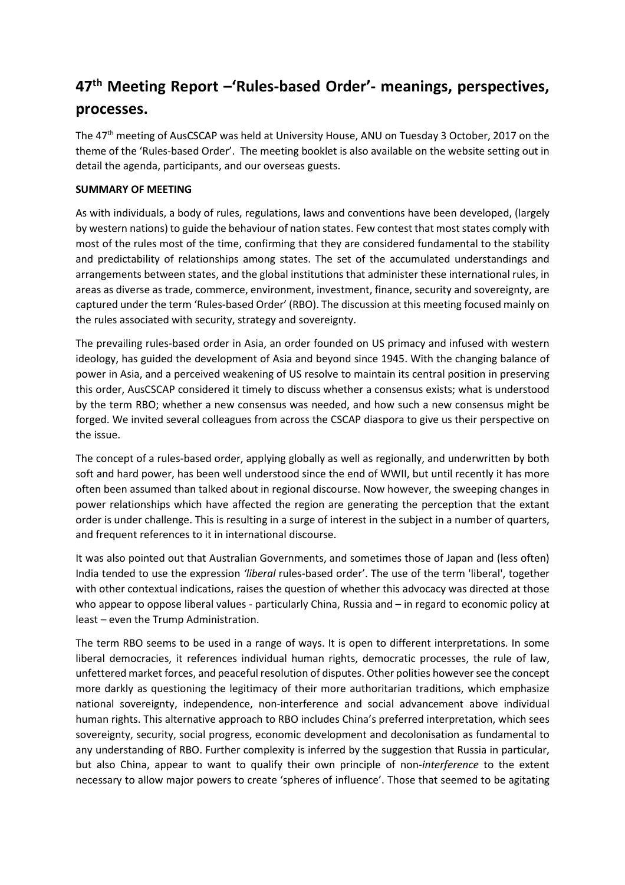# 47th Meeting Report –'Rules-based Order'- meanings, perspectives, processes.

The 47th meeting of AusCSCAP was held at University House, ANU on Tuesday 3 October, 2017 on the theme of the 'Rules-based Order'. The meeting booklet is also available on the website setting out in detail the agenda, participants, and our overseas guests.

**SUMMARY OF MEETING**

As with individuals, a body of rules, regulations, laws and conventions have been developed, (largely by western nations) to guide the behaviour of nation states. Few contest that most states comply with most of the rules most of the time, confirming that they are considered fundamental to the stability and predictability of relationships among states. The set of the accumulated understandings and arrangements between states, and the global institutions that administer these international rules, in areas as diverse as trade, commerce, environment, investment, finance, security and sovereignty, are captured under the term 'Rules-based Order' (RBO). The discussion at this meeting focused mainly on the rules associated with security, strategy and sovereignty.

The prevailing rules-based order in Asia, an order founded on US primacy and infused with western ideology, has guided the development of Asia and beyond since 1945. With the changing balance of power in Asia, and a perceived weakening of US resolve to maintain its central position in preserving this order, AusCSCAP considered it timely to discuss whether a consensus exists; what is understood by the term RBO; whether a new consensus was needed, and how such a new consensus might be forged. We invited several colleagues from across the CSCAP diaspora to give us their perspective on the issue.

The concept of a rules-based order, applying globally as well as regionally, and underwritten by both soft and hard power, has been well understood since the end of WWII, but until recently it has more often been assumed than talked about in regional discourse. Now however, the sweeping changes in power relationships which have affected the region are generating the perception that the extant order is under challenge. This is resulting in a surge of interest in the subject in a number of quarters, and frequent references to it in international discourse.

It was also pointed out that Australian Governments, and sometimes those of Japan and (less often) India tended to use the expression *'liberal* rules-based order'. The use of the term 'liberal', together with other contextual indications, raises the question of whether this advocacy was directed at those who appear to oppose liberal values - particularly China, Russia and – in regard to economic policy at least – even the Trump Administration.

The term RBO seems to be used in a range of ways. It is open to different interpretations. In some liberal democracies, it references individual human rights, democratic processes, the rule of law, unfettered market forces, and peaceful resolution of disputes. Other polities however see the concept more darkly as questioning the legitimacy of their more authoritarian traditions, which emphasize national sovereignty, independence, non-interference and social advancement above individual human rights. This alternative approach to RBO includes China's preferred interpretation, which sees sovereignty, security, social progress, economic development and decolonisation as fundamental to any understanding of RBO. Further complexity is inferred by the suggestion that Russia in particular, but also China, appear to want to qualify their own principle of non-*interference* to the extent necessary to allow major powers to create 'spheres of influence'. Those that seemed to be agitating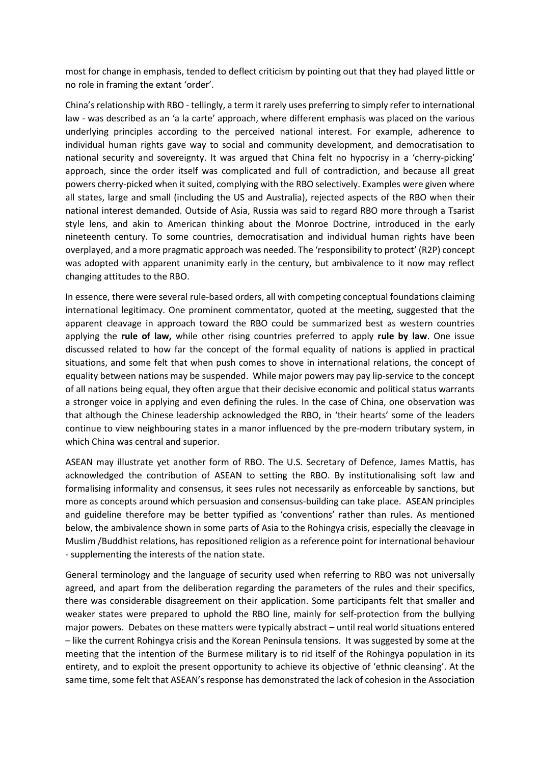most for change in emphasis, tended to deflect criticism by pointing out that they had played little or no role in framing the extant 'order'.

China's relationship with RBO - tellingly, a term it rarely uses preferring to simply refer to international law - was described as an 'a la carte' approach, where different emphasis was placed on the various underlying principles according to the perceived national interest. For example, adherence to individual human rights gave way to social and community development, and democratisation to national security and sovereignty. It was argued that China felt no hypocrisy in a 'cherry-picking' approach, since the order itself was complicated and full of contradiction, and because all great powers cherry-picked when it suited, complying with the RBO selectively. Examples were given where all states, large and small (including the US and Australia), rejected aspects of the RBO when their national interest demanded. Outside of Asia, Russia was said to regard RBO more through a Tsarist style lens, and akin to American thinking about the Monroe Doctrine, introduced in the early nineteenth century. To some countries, democratisation and individual human rights have been overplayed, and a more pragmatic approach was needed. The 'responsibility to protect' (R2P) concept was adopted with apparent unanimity early in the century, but ambivalence to it now may reflect changing attitudes to the RBO.

In essence, there were several rule-based orders, all with competing conceptual foundations claiming international legitimacy. One prominent commentator, quoted at the meeting, suggested that the apparent cleavage in approach toward the RBO could be summarized best as western countries applying the **rule of law,** while other rising countries preferred to apply **rule by law**. One issue discussed related to how far the concept of the formal equality of nations is applied in practical situations, and some felt that when push comes to shove in international relations, the concept of equality between nations may be suspended. While major powers may pay lip-service to the concept of all nations being equal, they often argue that their decisive economic and political status warrants a stronger voice in applying and even defining the rules. In the case of China, one observation was that although the Chinese leadership acknowledged the RBO, in 'their hearts' some of the leaders continue to view neighbouring states in a manor influenced by the pre-modern tributary system, in which China was central and superior.

ASEAN may illustrate yet another form of RBO. The U.S. Secretary of Defence, James Mattis, has acknowledged the contribution of ASEAN to setting the RBO. By institutionalising soft law and formalising informality and consensus, it sees rules not necessarily as enforceable by sanctions, but more as concepts around which persuasion and consensus-building can take place. ASEAN principles and guideline therefore may be better typified as 'conventions' rather than rules. As mentioned below, the ambivalence shown in some parts of Asia to the Rohingya crisis, especially the cleavage in Muslim /Buddhist relations, has repositioned religion as a reference point for international behaviour - supplementing the interests of the nation state.

General terminology and the language of security used when referring to RBO was not universally agreed, and apart from the deliberation regarding the parameters of the rules and their specifics, there was considerable disagreement on their application. Some participants felt that smaller and weaker states were prepared to uphold the RBO line, mainly for self-protection from the bullying major powers. Debates on these matters were typically abstract – until real world situations entered – like the current Rohingya crisis and the Korean Peninsula tensions. It was suggested by some at the meeting that the intention of the Burmese military is to rid itself of the Rohingya population in its entirety, and to exploit the present opportunity to achieve its objective of 'ethnic cleansing'. At the same time, some felt that ASEAN's response has demonstrated the lack of cohesion in the Association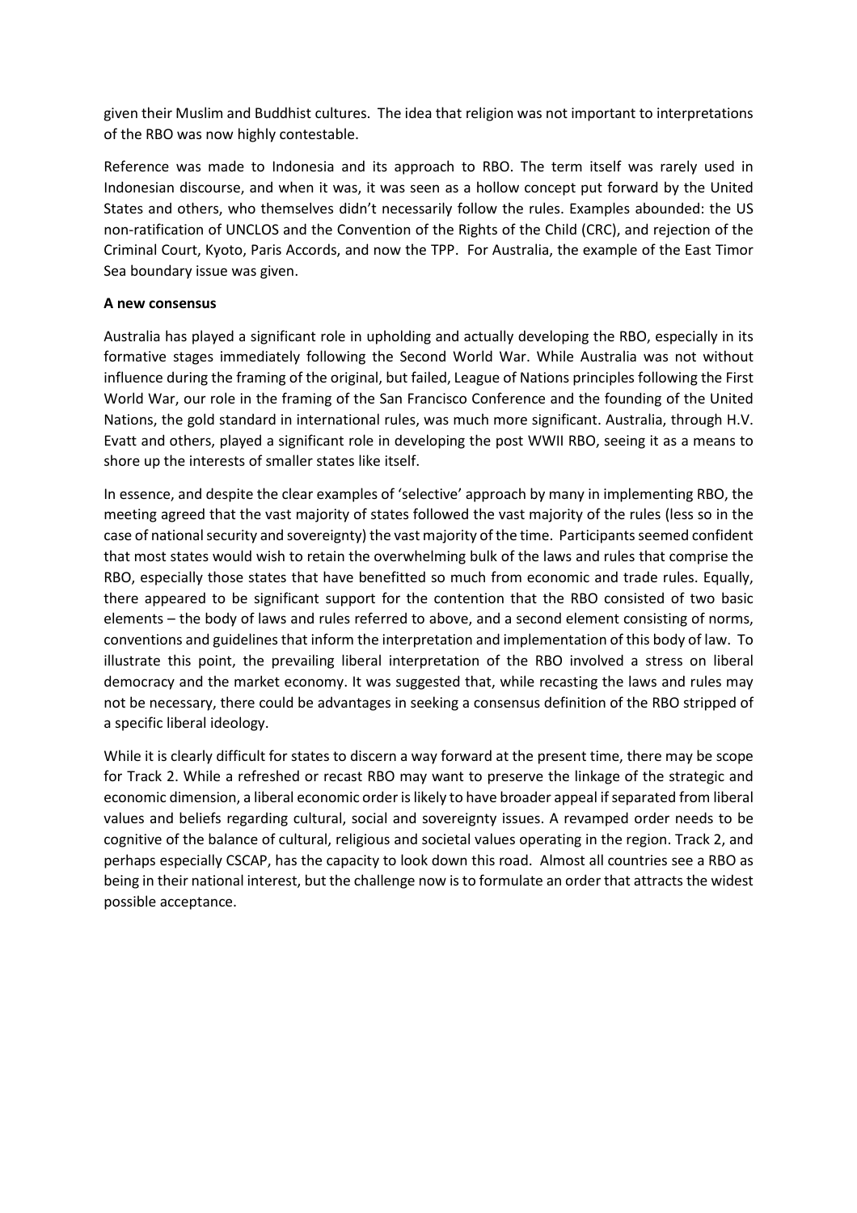given their Muslim and Buddhist cultures. The idea that religion was not important to interpretations of the RBO was now highly contestable.

Reference was made to Indonesia and its approach to RBO. The term itself was rarely used in Indonesian discourse, and when it was, it was seen as a hollow concept put forward by the United States and others, who themselves didn't necessarily follow the rules. Examples abounded: the US non-ratification of UNCLOS and the Convention of the Rights of the Child (CRC), and rejection of the Criminal Court, Kyoto, Paris Accords, and now the TPP. For Australia, the example of the East Timor Sea boundary issue was given.

**A new consensus**

Australia has played a significant role in upholding and actually developing the RBO, especially in its formative stages immediately following the Second World War. While Australia was not without influence during the framing of the original, but failed, League of Nations principles following the First World War, our role in the framing of the San Francisco Conference and the founding of the United Nations, the gold standard in international rules, was much more significant. Australia, through H.V. Evatt and others, played a significant role in developing the post WWII RBO, seeing it as a means to shore up the interests of smaller states like itself.

In essence, and despite the clear examples of 'selective' approach by many in implementing RBO, the meeting agreed that the vast majority of states followed the vast majority of the rules (less so in the case of national security and sovereignty) the vast majority of the time. Participants seemed confident that most states would wish to retain the overwhelming bulk of the laws and rules that comprise the RBO, especially those states that have benefitted so much from economic and trade rules. Equally, there appeared to be significant support for the contention that the RBO consisted of two basic elements – the body of laws and rules referred to above, and a second element consisting of norms, conventions and guidelines that inform the interpretation and implementation of this body of law. To illustrate this point, the prevailing liberal interpretation of the RBO involved a stress on liberal democracy and the market economy. It was suggested that, while recasting the laws and rules may not be necessary, there could be advantages in seeking a consensus definition of the RBO stripped of a specific liberal ideology.

While it is clearly difficult for states to discern a way forward at the present time, there may be scope for Track 2. While a refreshed or recast RBO may want to preserve the linkage of the strategic and economic dimension, a liberal economic order is likely to have broader appeal if separated from liberal values and beliefs regarding cultural, social and sovereignty issues. A revamped order needs to be cognitive of the balance of cultural, religious and societal values operating in the region. Track 2, and perhaps especially CSCAP, has the capacity to look down this road. Almost all countries see a RBO as being in their national interest, but the challenge now is to formulate an order that attracts the widest possible acceptance.